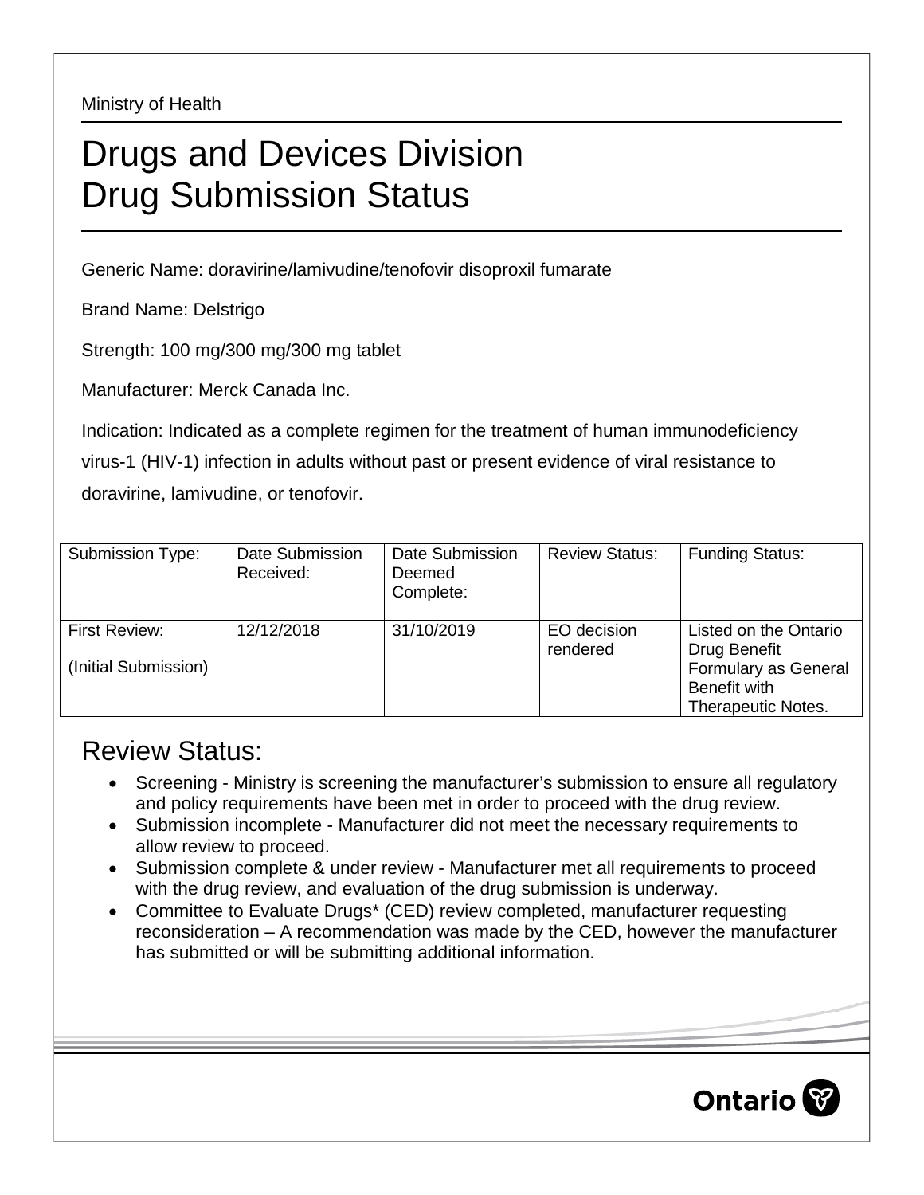Ministry of Health

# Drugs and Devices Division
# Drug Submission Status

Generic Name: doravirine/lamivudine/tenofovir disoproxil fumarate

Brand Name: Delstrigo

Strength: 100 mg/300 mg/300 mg tablet

Manufacturer: Merck Canada Inc.

Indication: Indicated as a complete regimen for the treatment of human immunodeficiency virus-1 (HIV-1) infection in adults without past or present evidence of viral resistance to doravirine, lamivudine, or tenofovir.

| Submission Type: | Date Submission Received: | Date Submission Deemed Complete: | Review Status: | Funding Status: |
|---|---|---|---|---|
| First Review: (Initial Submission) | 12/12/2018 | 31/10/2019 | EO decision rendered | Listed on the Ontario Drug Benefit Formulary as General Benefit with Therapeutic Notes. |

## Review Status:

- Screening - Ministry is screening the manufacturer's submission to ensure all regulatory and policy requirements have been met in order to proceed with the drug review.
- Submission incomplete - Manufacturer did not meet the necessary requirements to allow review to proceed.
- Submission complete & under review - Manufacturer met all requirements to proceed with the drug review, and evaluation of the drug submission is underway.
- Committee to Evaluate Drugs* (CED) review completed, manufacturer requesting reconsideration – A recommendation was made by the CED, however the manufacturer has submitted or will be submitting additional information.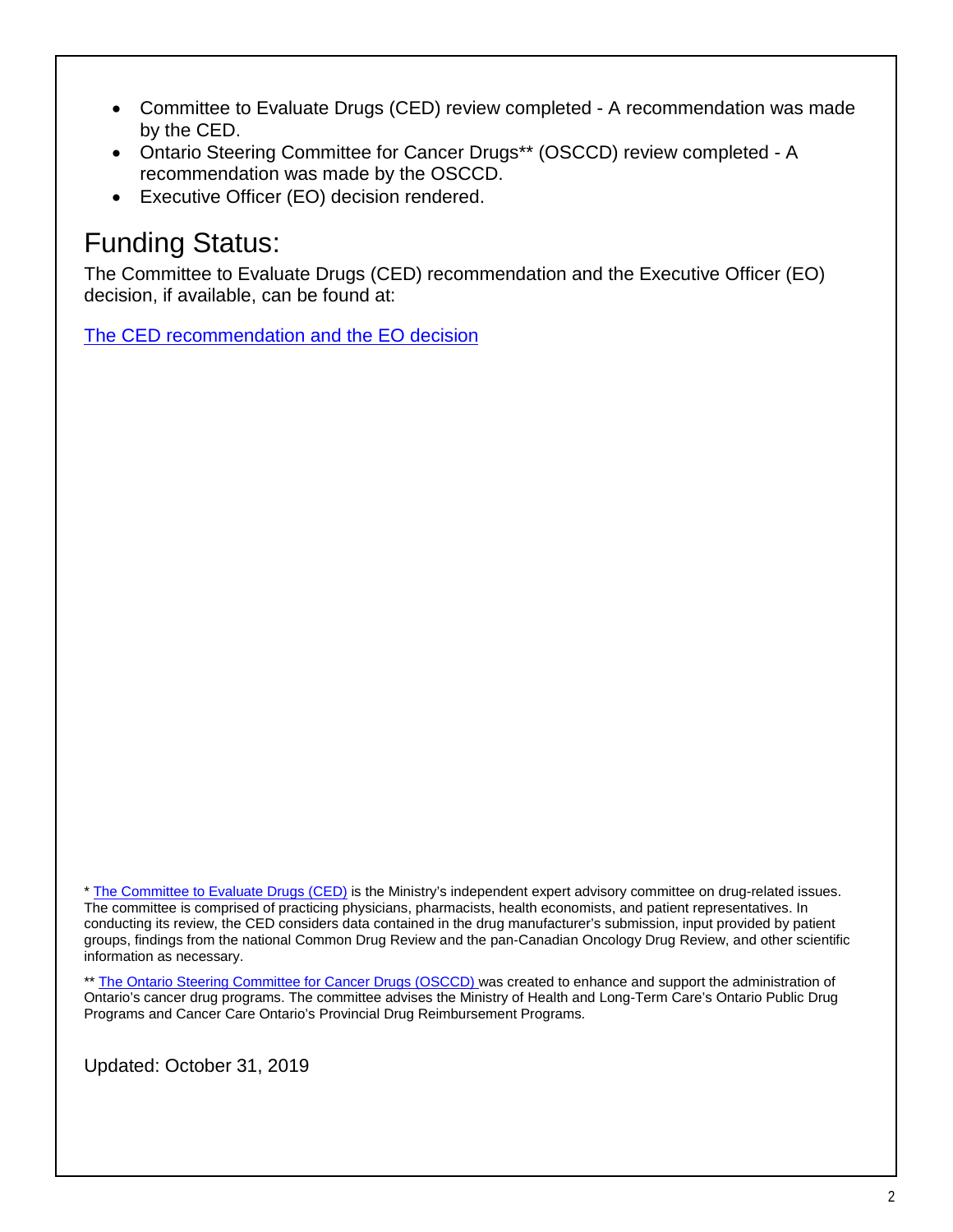- Committee to Evaluate Drugs (CED) review completed - A recommendation was made by the CED.
- Ontario Steering Committee for Cancer Drugs** (OSCCD) review completed - A recommendation was made by the OSCCD.
- Executive Officer (EO) decision rendered.

# Funding Status:

The Committee to Evaluate Drugs (CED) recommendation and the Executive Officer (EO) decision, if available, can be found at:

The CED recommendation and the EO decision

* The Committee to Evaluate Drugs (CED) is the Ministry's independent expert advisory committee on drug-related issues. The committee is comprised of practicing physicians, pharmacists, health economists, and patient representatives. In conducting its review, the CED considers data contained in the drug manufacturer's submission, input provided by patient groups, findings from the national Common Drug Review and the pan-Canadian Oncology Drug Review, and other scientific information as necessary.

** The Ontario Steering Committee for Cancer Drugs (OSCCD) was created to enhance and support the administration of Ontario's cancer drug programs. The committee advises the Ministry of Health and Long-Term Care's Ontario Public Drug Programs and Cancer Care Ontario's Provincial Drug Reimbursement Programs.

Updated: October 31, 2019